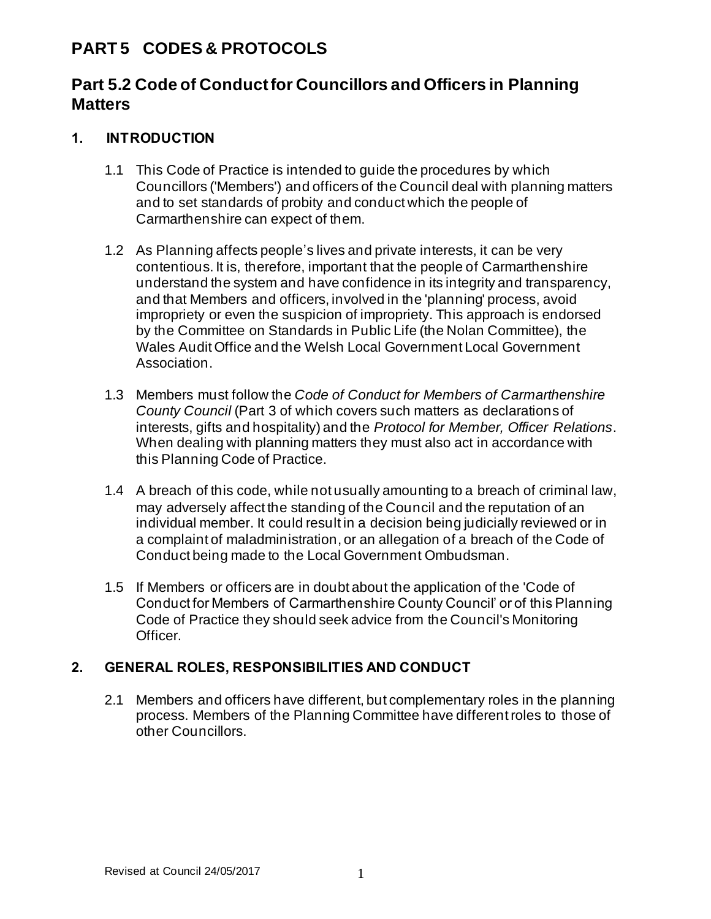# PART 5 CODES & PROTOCOLS

## Part 5.2 Code of Conduct for Councillors and Officers in Planning Matters

### 1. INTRODUCTION

1.1 This Code of Practice is intended to guide the procedures by which Councillors ('Members') and officers of the Council deal with planning matters and to set standards of probity and conduct which the people of Carmarthenshire can expect of them.

1.2 As Planning affects people's lives and private interests, it can be very contentious. It is, therefore, important that the people of Carmarthenshire understand the system and have confidence in its integrity and transparency, and that Members and officers, involved in the 'planning' process, avoid impropriety or even the suspicion of impropriety. This approach is endorsed by the Committee on Standards in Public Life (the Nolan Committee), the Wales Audit Office and the Welsh Local Government Local Government Association.

1.3 Members must follow the *Code of Conduct for Members of Carmarthenshire County Council* (Part 3 of which covers such matters as declarations of interests, gifts and hospitality) and the *Protocol for Member, Officer Relations*. When dealing with planning matters they must also act in accordance with this Planning Code of Practice.

1.4 A breach of this code, while not usually amounting to a breach of criminal law, may adversely affect the standing of the Council and the reputation of an individual member. It could result in a decision being judicially reviewed or in a complaint of maladministration, or an allegation of a breach of the Code of Conduct being made to the Local Government Ombudsman.

1.5 If Members or officers are in doubt about the application of the 'Code of Conduct for Members of Carmarthenshire County Council' or of this Planning Code of Practice they should seek advice from the Council's Monitoring Officer.

### 2. GENERAL ROLES, RESPONSIBILITIES AND CONDUCT

2.1 Members and officers have different, but complementary roles in the planning process. Members of the Planning Committee have different roles to those of other Councillors.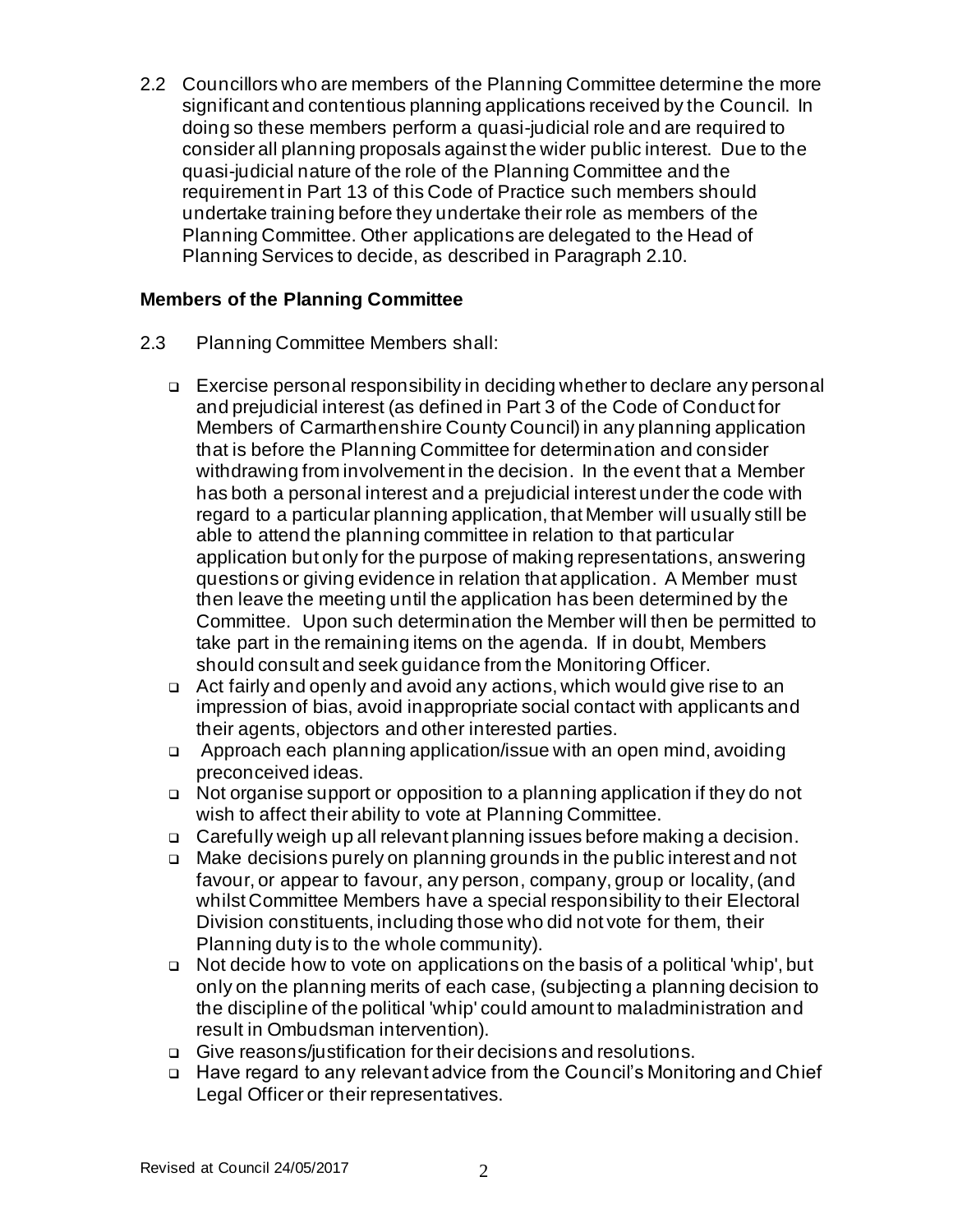2.2 Councillors who are members of the Planning Committee determine the more significant and contentious planning applications received by the Council. In doing so these members perform a quasi-judicial role and are required to consider all planning proposals against the wider public interest. Due to the quasi-judicial nature of the role of the Planning Committee and the requirement in Part 13 of this Code of Practice such members should undertake training before they undertake their role as members of the Planning Committee. Other applications are delegated to the Head of Planning Services to decide, as described in Paragraph 2.10.

**Members of the Planning Committee**

2.3 Planning Committee Members shall:

- Exercise personal responsibility in deciding whether to declare any personal and prejudicial interest (as defined in Part 3 of the Code of Conduct for Members of Carmarthenshire County Council) in any planning application that is before the Planning Committee for determination and consider withdrawing from involvement in the decision. In the event that a Member has both a personal interest and a prejudicial interest under the code with regard to a particular planning application, that Member will usually still be able to attend the planning committee in relation to that particular application but only for the purpose of making representations, answering questions or giving evidence in relation that application. A Member must then leave the meeting until the application has been determined by the Committee. Upon such determination the Member will then be permitted to take part in the remaining items on the agenda. If in doubt, Members should consult and seek guidance from the Monitoring Officer.
- Act fairly and openly and avoid any actions, which would give rise to an impression of bias, avoid inappropriate social contact with applicants and their agents, objectors and other interested parties.
- Approach each planning application/issue with an open mind, avoiding preconceived ideas.
- Not organise support or opposition to a planning application if they do not wish to affect their ability to vote at Planning Committee.
- Carefully weigh up all relevant planning issues before making a decision.
- Make decisions purely on planning grounds in the public interest and not favour, or appear to favour, any person, company, group or locality, (and whilst Committee Members have a special responsibility to their Electoral Division constituents, including those who did not vote for them, their Planning duty is to the whole community).
- Not decide how to vote on applications on the basis of a political 'whip', but only on the planning merits of each case, (subjecting a planning decision to the discipline of the political 'whip' could amount to maladministration and result in Ombudsman intervention).
- Give reasons/justification for their decisions and resolutions.
- Have regard to any relevant advice from the Council's Monitoring and Chief Legal Officer or their representatives.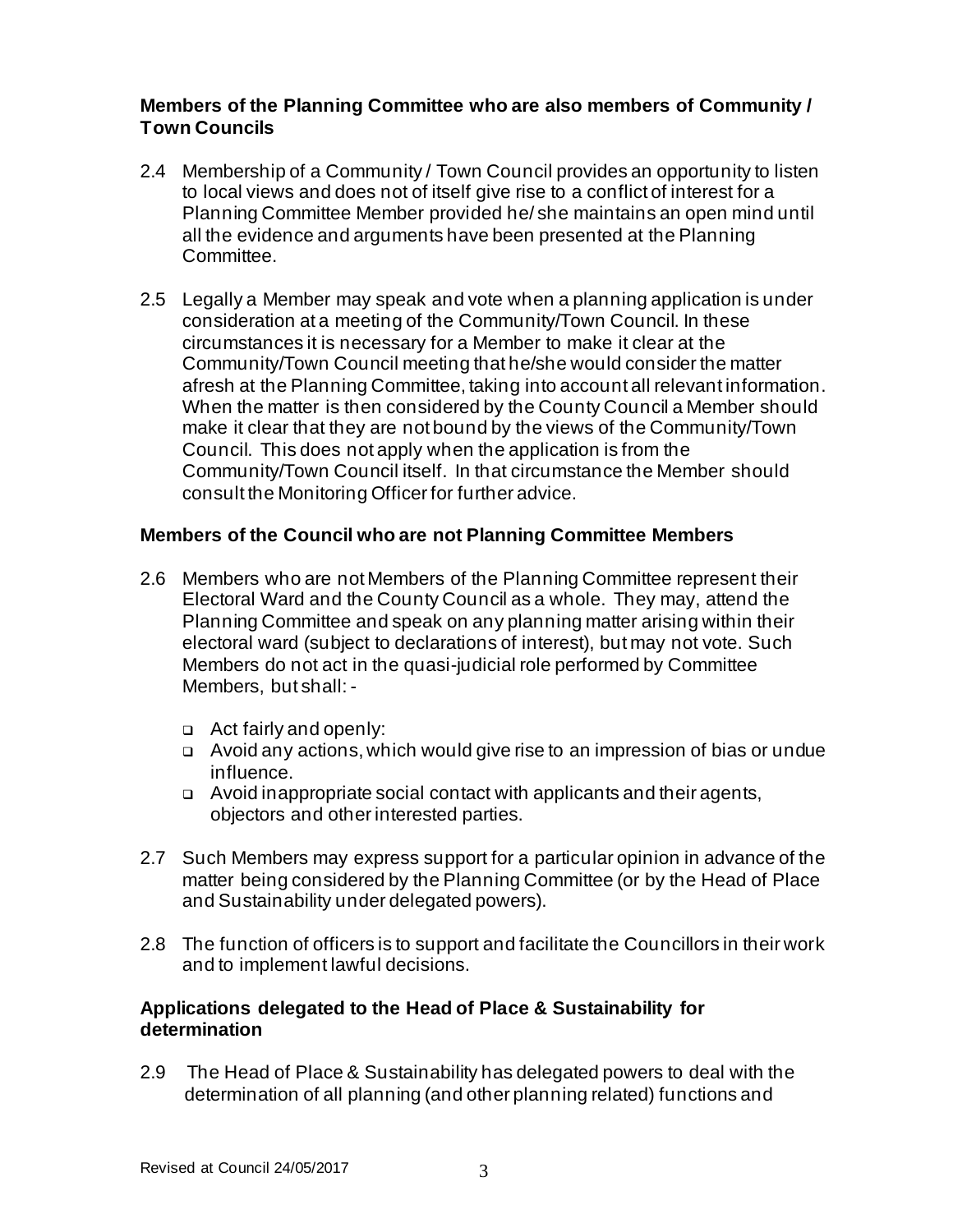**Members of the Planning Committee who are also members of Community / Town Councils**

2.4 Membership of a Community / Town Council provides an opportunity to listen to local views and does not of itself give rise to a conflict of interest for a Planning Committee Member provided he/ she maintains an open mind until all the evidence and arguments have been presented at the Planning Committee.

2.5 Legally a Member may speak and vote when a planning application is under consideration at a meeting of the Community/Town Council. In these circumstances it is necessary for a Member to make it clear at the Community/Town Council meeting that he/she would consider the matter afresh at the Planning Committee, taking into account all relevant information. When the matter is then considered by the County Council a Member should make it clear that they are not bound by the views of the Community/Town Council. This does not apply when the application is from the Community/Town Council itself. In that circumstance the Member should consult the Monitoring Officer for further advice.

**Members of the Council who are not Planning Committee Members**

2.6 Members who are not Members of the Planning Committee represent their Electoral Ward and the County Council as a whole. They may, attend the Planning Committee and speak on any planning matter arising within their electoral ward (subject to declarations of interest), but may not vote. Such Members do not act in the quasi-judicial role performed by Committee Members, but shall: -

- Act fairly and openly:
- Avoid any actions, which would give rise to an impression of bias or undue influence.
- Avoid inappropriate social contact with applicants and their agents, objectors and other interested parties.

2.7 Such Members may express support for a particular opinion in advance of the matter being considered by the Planning Committee (or by the Head of Place and Sustainability under delegated powers).

2.8 The function of officers is to support and facilitate the Councillors in their work and to implement lawful decisions.

**Applications delegated to the Head of Place & Sustainability for determination**

2.9 The Head of Place & Sustainability has delegated powers to deal with the determination of all planning (and other planning related) functions and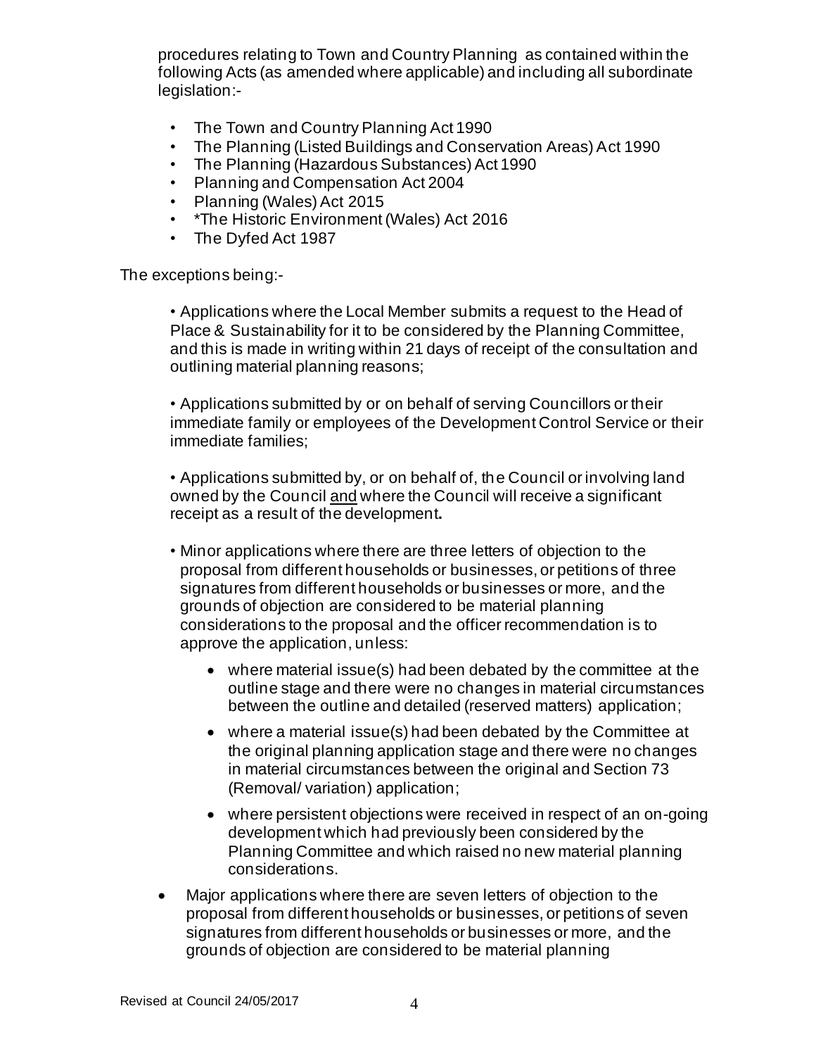procedures relating to Town and Country Planning as contained within the following Acts (as amended where applicable) and including all subordinate legislation:-

- The Town and Country Planning Act 1990
- The Planning (Listed Buildings and Conservation Areas) Act 1990
- The Planning (Hazardous Substances) Act 1990
- Planning and Compensation Act 2004
- Planning (Wales) Act 2015
- *The Historic Environment (Wales) Act 2016
- The Dyfed Act 1987

The exceptions being:-

- Applications where the Local Member submits a request to the Head of Place & Sustainability for it to be considered by the Planning Committee, and this is made in writing within 21 days of receipt of the consultation and outlining material planning reasons;

- Applications submitted by or on behalf of serving Councillors or their immediate family or employees of the Development Control Service or their immediate families;

- Applications submitted by, or on behalf of, the Council or involving land owned by the Council and where the Council will receive a significant receipt as a result of the development**.**

- Minor applications where there are three letters of objection to the proposal from different households or businesses, or petitions of three signatures from different households or businesses or more, and the grounds of objection are considered to be material planning considerations to the proposal and the officer recommendation is to approve the application, unless:
  - where material issue(s) had been debated by the committee at the outline stage and there were no changes in material circumstances between the outline and detailed (reserved matters) application;
  - where a material issue(s) had been debated by the Committee at the original planning application stage and there were no changes in material circumstances between the original and Section 73 (Removal/ variation) application;
  - where persistent objections were received in respect of an on-going development which had previously been considered by the Planning Committee and which raised no new material planning considerations.

- Major applications where there are seven letters of objection to the proposal from different households or businesses, or petitions of seven signatures from different households or businesses or more, and the grounds of objection are considered to be material planning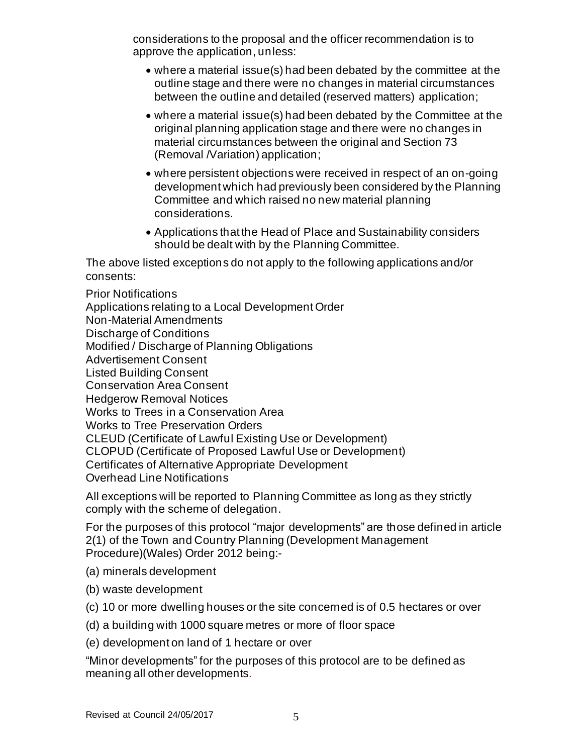considerations to the proposal and the officer recommendation is to approve the application, unless:

- where a material issue(s) had been debated by the committee at the outline stage and there were no changes in material circumstances between the outline and detailed (reserved matters) application;
- where a material issue(s) had been debated by the Committee at the original planning application stage and there were no changes in material circumstances between the original and Section 73 (Removal /Variation) application;
- where persistent objections were received in respect of an on-going development which had previously been considered by the Planning Committee and which raised no new material planning considerations.
- Applications that the Head of Place and Sustainability considers should be dealt with by the Planning Committee.

The above listed exceptions do not apply to the following applications and/or consents:

Prior Notifications
Applications relating to a Local Development Order
Non-Material Amendments
Discharge of Conditions
Modified / Discharge of Planning Obligations
Advertisement Consent
Listed Building Consent
Conservation Area Consent
Hedgerow Removal Notices
Works to Trees in a Conservation Area
Works to Tree Preservation Orders
CLEUD (Certificate of Lawful Existing Use or Development)
CLOPUD (Certificate of Proposed Lawful Use or Development)
Certificates of Alternative Appropriate Development
Overhead Line Notifications

All exceptions will be reported to Planning Committee as long as they strictly comply with the scheme of delegation.

For the purposes of this protocol "major developments" are those defined in article 2(1) of the Town and Country Planning (Development Management Procedure)(Wales) Order 2012 being:-

(a) minerals development

(b) waste development

(c) 10 or more dwelling houses or the site concerned is of 0.5 hectares or over

(d) a building with 1000 square metres or more of floor space

(e) development on land of 1 hectare or over

"Minor developments" for the purposes of this protocol are to be defined as meaning all other developments.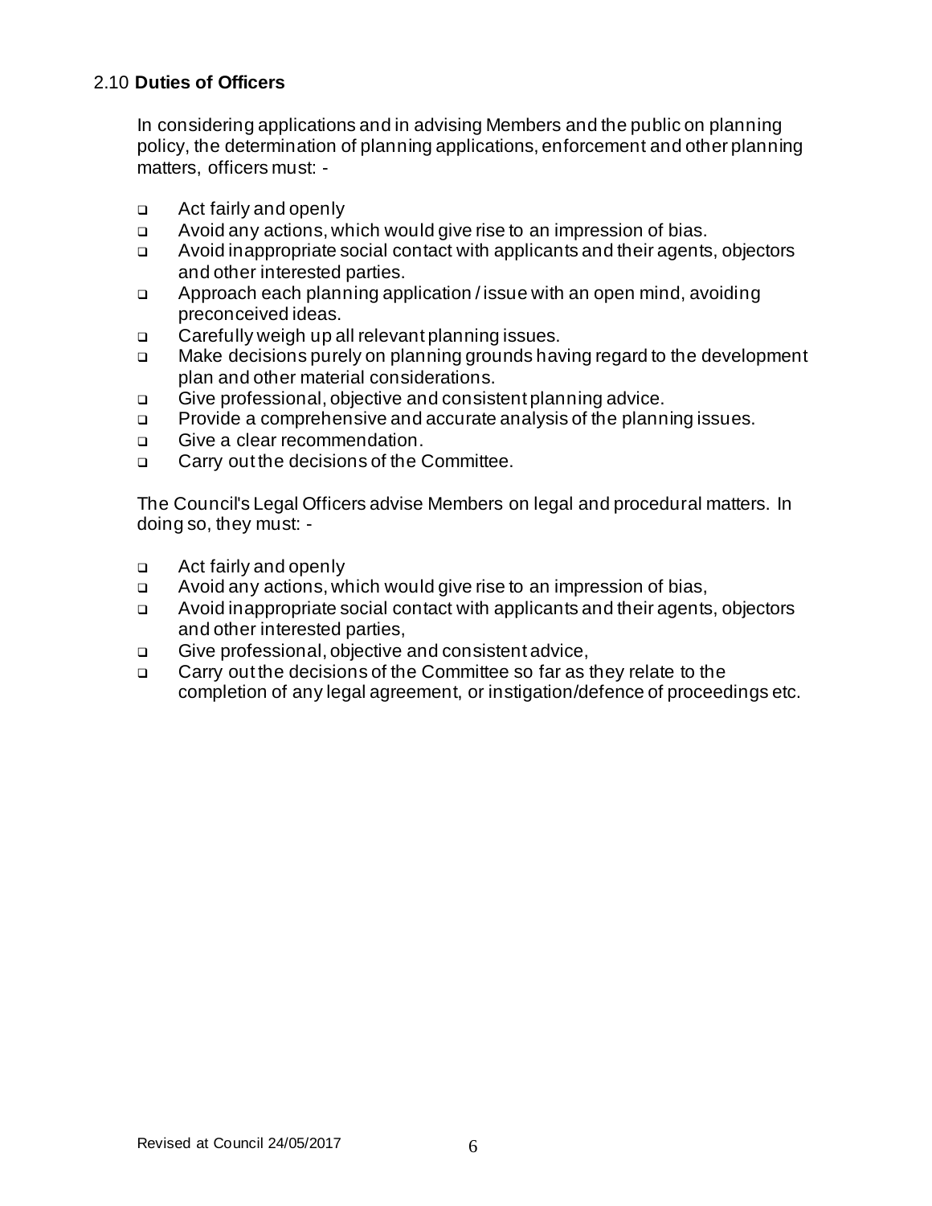### 2.10 **Duties of Officers**

In considering applications and in advising Members and the public on planning policy, the determination of planning applications, enforcement and other planning matters, officers must: -

- Act fairly and openly
- Avoid any actions, which would give rise to an impression of bias.
- Avoid inappropriate social contact with applicants and their agents, objectors and other interested parties.
- Approach each planning application / issue with an open mind, avoiding preconceived ideas.
- Carefully weigh up all relevant planning issues.
- Make decisions purely on planning grounds having regard to the development plan and other material considerations.
- Give professional, objective and consistent planning advice.
- Provide a comprehensive and accurate analysis of the planning issues.
- Give a clear recommendation.
- Carry out the decisions of the Committee.

The Council's Legal Officers advise Members on legal and procedural matters. In doing so, they must: -

- Act fairly and openly
- Avoid any actions, which would give rise to an impression of bias,
- Avoid inappropriate social contact with applicants and their agents, objectors and other interested parties,
- Give professional, objective and consistent advice,
- Carry out the decisions of the Committee so far as they relate to the completion of any legal agreement, or instigation/defence of proceedings etc.

Revised at Council 24/05/2017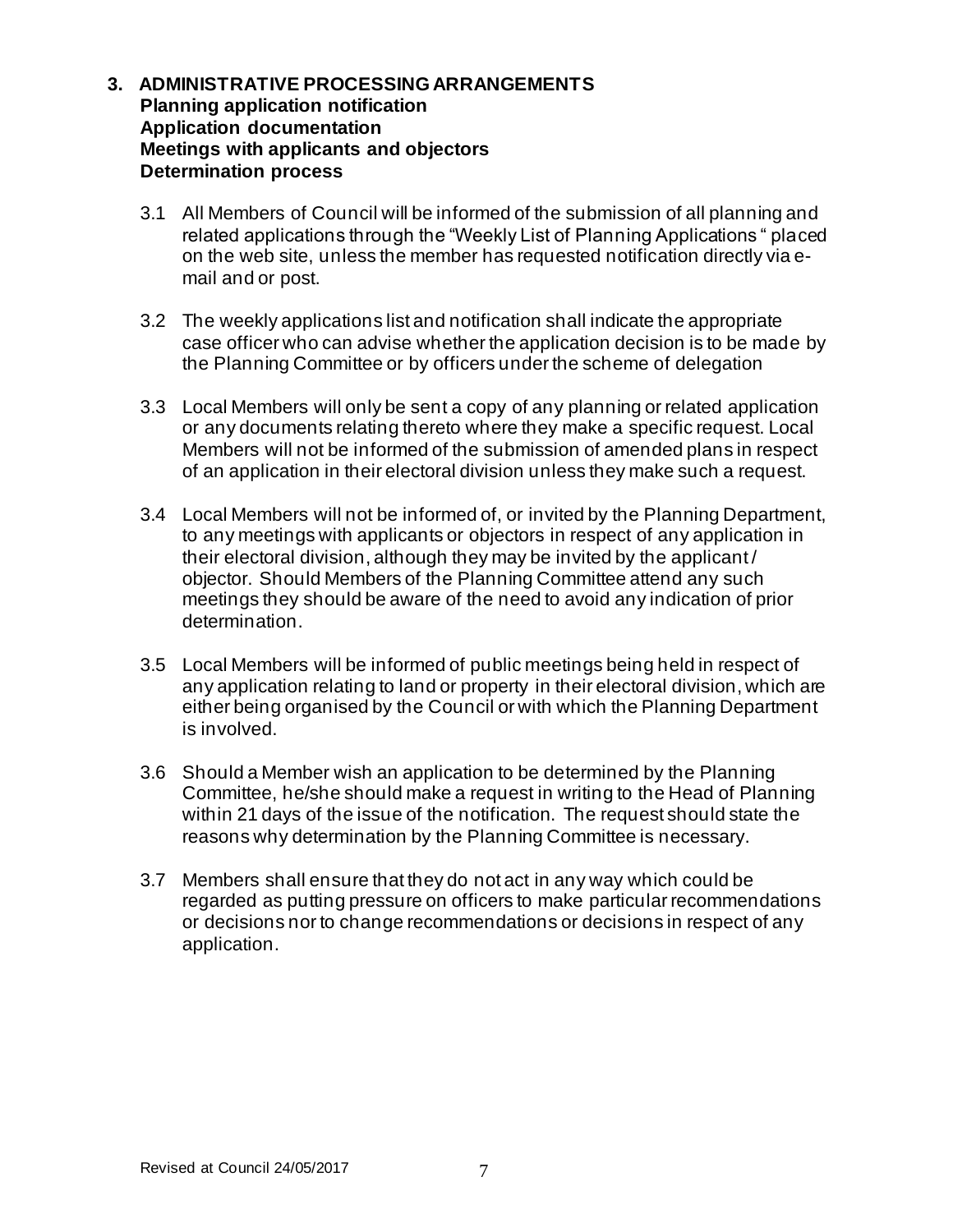## 3. ADMINISTRATIVE PROCESSING ARRANGEMENTS

**Planning application notification**
**Application documentation**
**Meetings with applicants and objectors**
**Determination process**

3.1 All Members of Council will be informed of the submission of all planning and related applications through the "Weekly List of Planning Applications " placed on the web site, unless the member has requested notification directly via e-mail and or post.

3.2 The weekly applications list and notification shall indicate the appropriate case officer who can advise whether the application decision is to be made by the Planning Committee or by officers under the scheme of delegation

3.3 Local Members will only be sent a copy of any planning or related application or any documents relating thereto where they make a specific request. Local Members will not be informed of the submission of amended plans in respect of an application in their electoral division unless they make such a request.

3.4 Local Members will not be informed of, or invited by the Planning Department, to any meetings with applicants or objectors in respect of any application in their electoral division, although they may be invited by the applicant / objector. Should Members of the Planning Committee attend any such meetings they should be aware of the need to avoid any indication of prior determination.

3.5 Local Members will be informed of public meetings being held in respect of any application relating to land or property in their electoral division, which are either being organised by the Council or with which the Planning Department is involved.

3.6 Should a Member wish an application to be determined by the Planning Committee, he/she should make a request in writing to the Head of Planning within 21 days of the issue of the notification. The request should state the reasons why determination by the Planning Committee is necessary.

3.7 Members shall ensure that they do not act in any way which could be regarded as putting pressure on officers to make particular recommendations or decisions nor to change recommendations or decisions in respect of any application.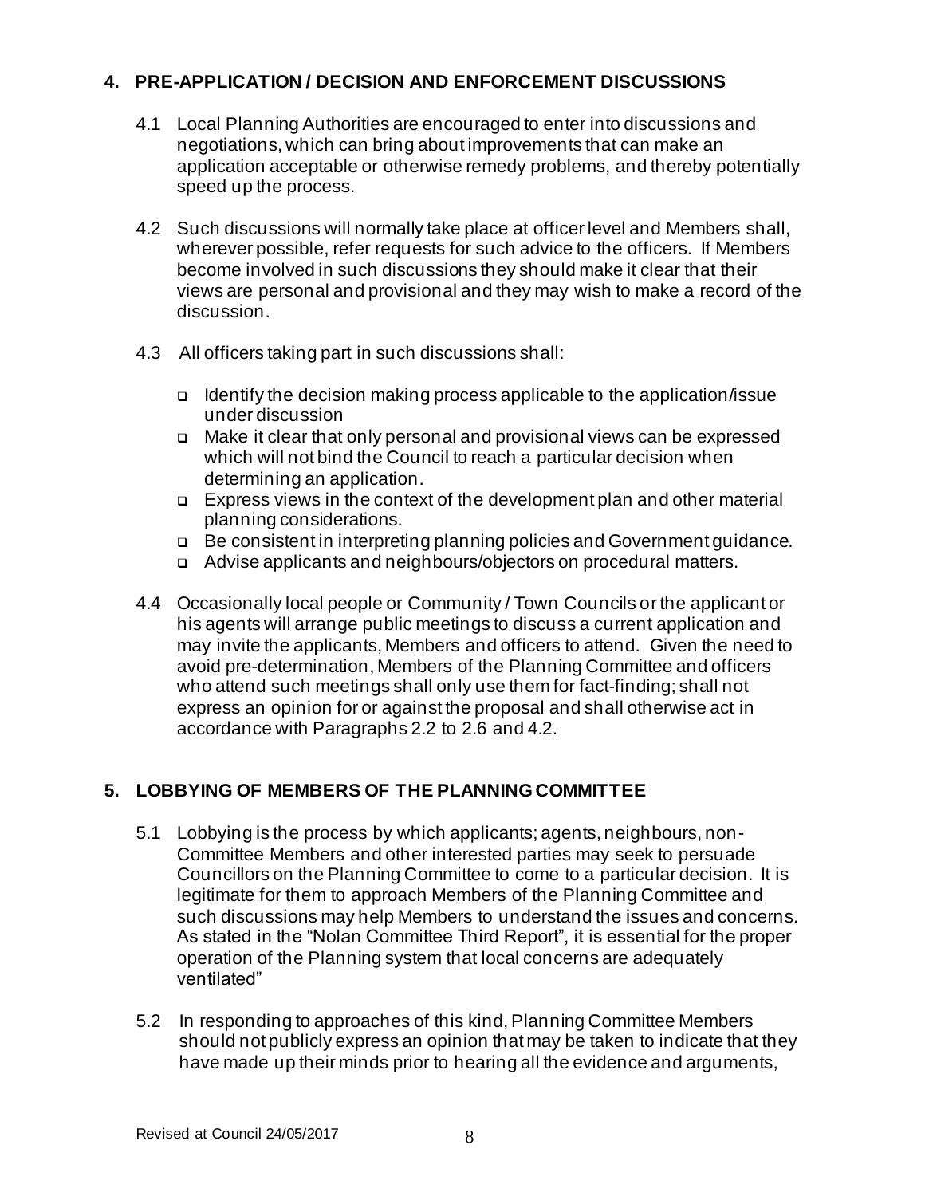## 4. PRE-APPLICATION / DECISION AND ENFORCEMENT DISCUSSIONS

4.1 Local Planning Authorities are encouraged to enter into discussions and negotiations, which can bring about improvements that can make an application acceptable or otherwise remedy problems, and thereby potentially speed up the process.

4.2 Such discussions will normally take place at officer level and Members shall, wherever possible, refer requests for such advice to the officers. If Members become involved in such discussions they should make it clear that their views are personal and provisional and they may wish to make a record of the discussion.

4.3 All officers taking part in such discussions shall:

- Identify the decision making process applicable to the application/issue under discussion
- Make it clear that only personal and provisional views can be expressed which will not bind the Council to reach a particular decision when determining an application.
- Express views in the context of the development plan and other material planning considerations.
- Be consistent in interpreting planning policies and Government guidance.
- Advise applicants and neighbours/objectors on procedural matters.

4.4 Occasionally local people or Community / Town Councils or the applicant or his agents will arrange public meetings to discuss a current application and may invite the applicants, Members and officers to attend. Given the need to avoid pre-determination, Members of the Planning Committee and officers who attend such meetings shall only use them for fact-finding; shall not express an opinion for or against the proposal and shall otherwise act in accordance with Paragraphs 2.2 to 2.6 and 4.2.

## 5. LOBBYING OF MEMBERS OF THE PLANNING COMMITTEE

5.1 Lobbying is the process by which applicants; agents, neighbours, non-Committee Members and other interested parties may seek to persuade Councillors on the Planning Committee to come to a particular decision. It is legitimate for them to approach Members of the Planning Committee and such discussions may help Members to understand the issues and concerns. As stated in the "Nolan Committee Third Report", it is essential for the proper operation of the Planning system that local concerns are adequately ventilated"

5.2 In responding to approaches of this kind, Planning Committee Members should not publicly express an opinion that may be taken to indicate that they have made up their minds prior to hearing all the evidence and arguments,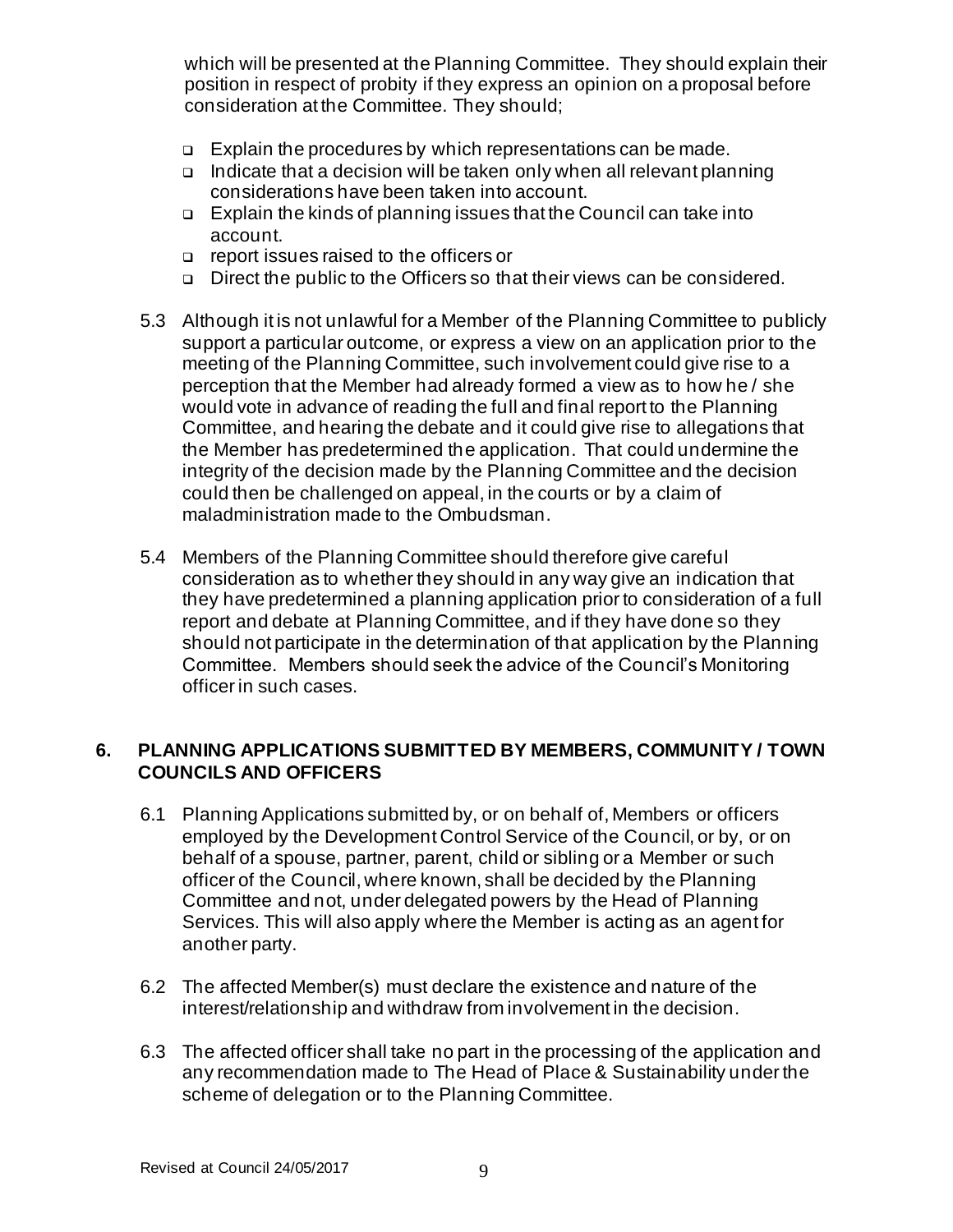which will be presented at the Planning Committee. They should explain their position in respect of probity if they express an opinion on a proposal before consideration at the Committee. They should;

- Explain the procedures by which representations can be made.
- Indicate that a decision will be taken only when all relevant planning considerations have been taken into account.
- Explain the kinds of planning issues that the Council can take into account.
- report issues raised to the officers or
- Direct the public to the Officers so that their views can be considered.

5.3 Although it is not unlawful for a Member of the Planning Committee to publicly support a particular outcome, or express a view on an application prior to the meeting of the Planning Committee, such involvement could give rise to a perception that the Member had already formed a view as to how he / she would vote in advance of reading the full and final report to the Planning Committee, and hearing the debate and it could give rise to allegations that the Member has predetermined the application. That could undermine the integrity of the decision made by the Planning Committee and the decision could then be challenged on appeal, in the courts or by a claim of maladministration made to the Ombudsman.

5.4 Members of the Planning Committee should therefore give careful consideration as to whether they should in any way give an indication that they have predetermined a planning application prior to consideration of a full report and debate at Planning Committee, and if they have done so they should not participate in the determination of that application by the Planning Committee. Members should seek the advice of the Council's Monitoring officer in such cases.

## 6. PLANNING APPLICATIONS SUBMITTED BY MEMBERS, COMMUNITY / TOWN COUNCILS AND OFFICERS

6.1 Planning Applications submitted by, or on behalf of, Members or officers employed by the Development Control Service of the Council, or by, or on behalf of a spouse, partner, parent, child or sibling or a Member or such officer of the Council, where known, shall be decided by the Planning Committee and not, under delegated powers by the Head of Planning Services. This will also apply where the Member is acting as an agent for another party.

6.2 The affected Member(s) must declare the existence and nature of the interest/relationship and withdraw from involvement in the decision.

6.3 The affected officer shall take no part in the processing of the application and any recommendation made to The Head of Place & Sustainability under the scheme of delegation or to the Planning Committee.

Revised at Council 24/05/2017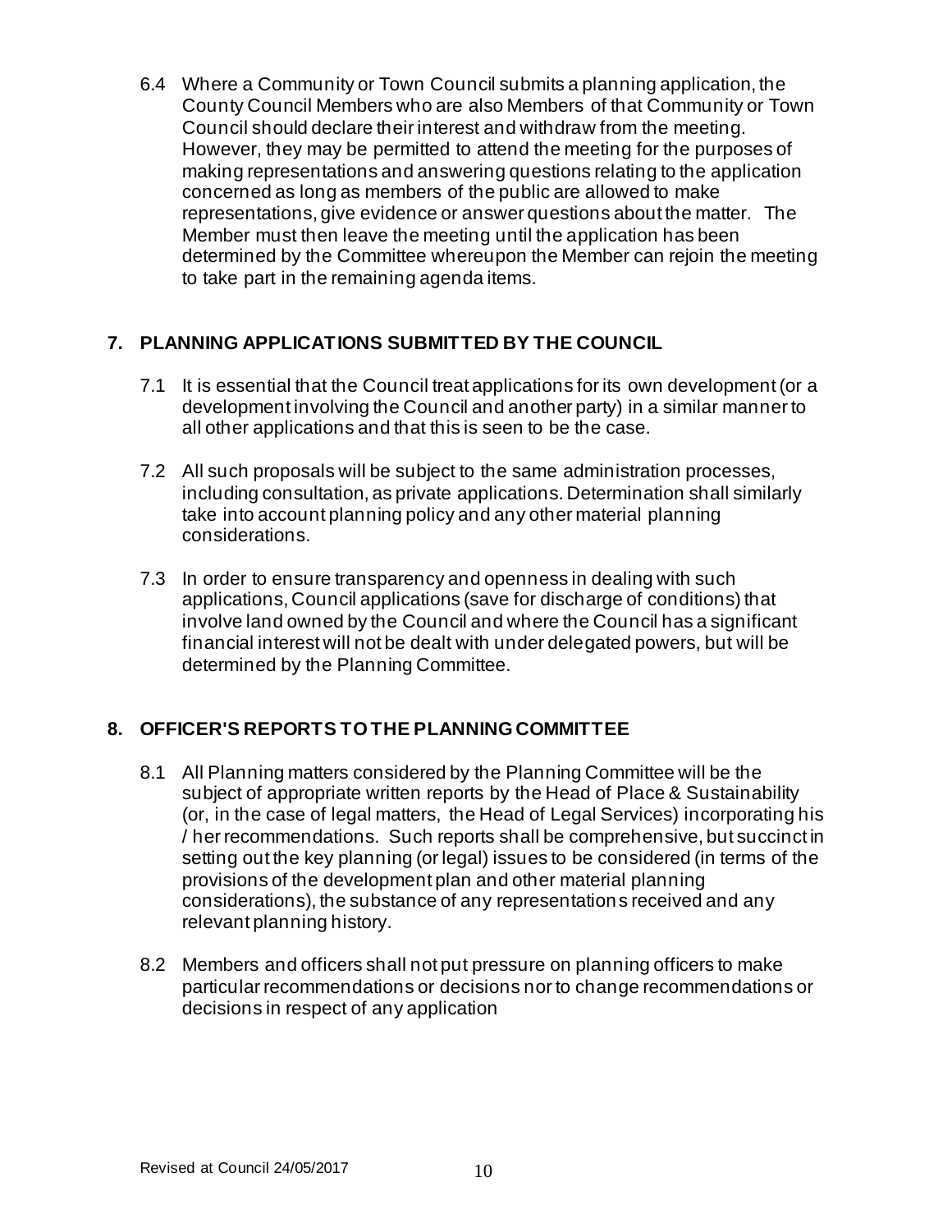6.4 Where a Community or Town Council submits a planning application, the County Council Members who are also Members of that Community or Town Council should declare their interest and withdraw from the meeting. However, they may be permitted to attend the meeting for the purposes of making representations and answering questions relating to the application concerned as long as members of the public are allowed to make representations, give evidence or answer questions about the matter. The Member must then leave the meeting until the application has been determined by the Committee whereupon the Member can rejoin the meeting to take part in the remaining agenda items.

## 7. PLANNING APPLICATIONS SUBMITTED BY THE COUNCIL

7.1 It is essential that the Council treat applications for its own development (or a development involving the Council and another party) in a similar manner to all other applications and that this is seen to be the case.

7.2 All such proposals will be subject to the same administration processes, including consultation, as private applications. Determination shall similarly take into account planning policy and any other material planning considerations.

7.3 In order to ensure transparency and openness in dealing with such applications, Council applications (save for discharge of conditions) that involve land owned by the Council and where the Council has a significant financial interest will not be dealt with under delegated powers, but will be determined by the Planning Committee.

## 8. OFFICER'S REPORTS TO THE PLANNING COMMITTEE

8.1 All Planning matters considered by the Planning Committee will be the subject of appropriate written reports by the Head of Place & Sustainability (or, in the case of legal matters, the Head of Legal Services) incorporating his / her recommendations. Such reports shall be comprehensive, but succinct in setting out the key planning (or legal) issues to be considered (in terms of the provisions of the development plan and other material planning considerations), the substance of any representations received and any relevant planning history.

8.2 Members and officers shall not put pressure on planning officers to make particular recommendations or decisions nor to change recommendations or decisions in respect of any application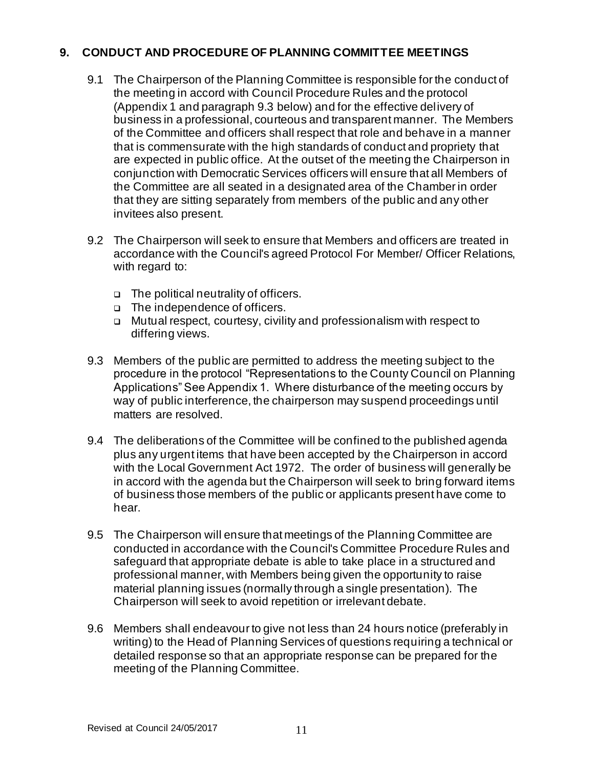## 9. CONDUCT AND PROCEDURE OF PLANNING COMMITTEE MEETINGS

9.1 The Chairperson of the Planning Committee is responsible for the conduct of the meeting in accord with Council Procedure Rules and the protocol (Appendix 1 and paragraph 9.3 below) and for the effective delivery of business in a professional, courteous and transparent manner. The Members of the Committee and officers shall respect that role and behave in a manner that is commensurate with the high standards of conduct and propriety that are expected in public office. At the outset of the meeting the Chairperson in conjunction with Democratic Services officers will ensure that all Members of the Committee are all seated in a designated area of the Chamber in order that they are sitting separately from members of the public and any other invitees also present.

9.2 The Chairperson will seek to ensure that Members and officers are treated in accordance with the Council's agreed Protocol For Member/ Officer Relations, with regard to:

- The political neutrality of officers.
- The independence of officers.
- Mutual respect, courtesy, civility and professionalism with respect to differing views.

9.3 Members of the public are permitted to address the meeting subject to the procedure in the protocol "Representations to the County Council on Planning Applications" See Appendix 1. Where disturbance of the meeting occurs by way of public interference, the chairperson may suspend proceedings until matters are resolved.

9.4 The deliberations of the Committee will be confined to the published agenda plus any urgent items that have been accepted by the Chairperson in accord with the Local Government Act 1972. The order of business will generally be in accord with the agenda but the Chairperson will seek to bring forward items of business those members of the public or applicants present have come to hear.

9.5 The Chairperson will ensure that meetings of the Planning Committee are conducted in accordance with the Council's Committee Procedure Rules and safeguard that appropriate debate is able to take place in a structured and professional manner, with Members being given the opportunity to raise material planning issues (normally through a single presentation). The Chairperson will seek to avoid repetition or irrelevant debate.

9.6 Members shall endeavour to give not less than 24 hours notice (preferably in writing) to the Head of Planning Services of questions requiring a technical or detailed response so that an appropriate response can be prepared for the meeting of the Planning Committee.

Revised at Council 24/05/2017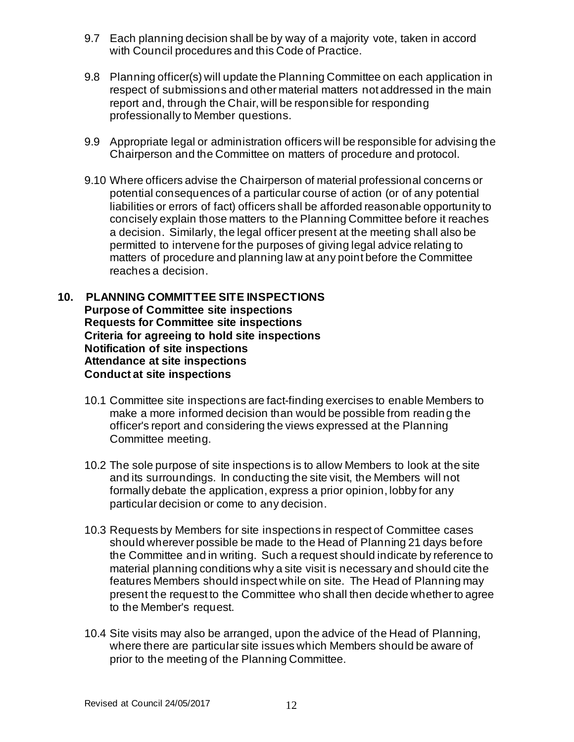9.7 Each planning decision shall be by way of a majority vote, taken in accord with Council procedures and this Code of Practice.

9.8 Planning officer(s) will update the Planning Committee on each application in respect of submissions and other material matters not addressed in the main report and, through the Chair, will be responsible for responding professionally to Member questions.

9.9 Appropriate legal or administration officers will be responsible for advising the Chairperson and the Committee on matters of procedure and protocol.

9.10 Where officers advise the Chairperson of material professional concerns or potential consequences of a particular course of action (or of any potential liabilities or errors of fact) officers shall be afforded reasonable opportunity to concisely explain those matters to the Planning Committee before it reaches a decision. Similarly, the legal officer present at the meeting shall also be permitted to intervene for the purposes of giving legal advice relating to matters of procedure and planning law at any point before the Committee reaches a decision.

## 10. PLANNING COMMITTEE SITE INSPECTIONS

**Purpose of Committee site inspections**
**Requests for Committee site inspections**
**Criteria for agreeing to hold site inspections**
**Notification of site inspections**
**Attendance at site inspections**
**Conduct at site inspections**

10.1 Committee site inspections are fact-finding exercises to enable Members to make a more informed decision than would be possible from reading the officer's report and considering the views expressed at the Planning Committee meeting.

10.2 The sole purpose of site inspections is to allow Members to look at the site and its surroundings. In conducting the site visit, the Members will not formally debate the application, express a prior opinion, lobby for any particular decision or come to any decision.

10.3 Requests by Members for site inspections in respect of Committee cases should wherever possible be made to the Head of Planning 21 days before the Committee and in writing. Such a request should indicate by reference to material planning conditions why a site visit is necessary and should cite the features Members should inspect while on site. The Head of Planning may present the request to the Committee who shall then decide whether to agree to the Member's request.

10.4 Site visits may also be arranged, upon the advice of the Head of Planning, where there are particular site issues which Members should be aware of prior to the meeting of the Planning Committee.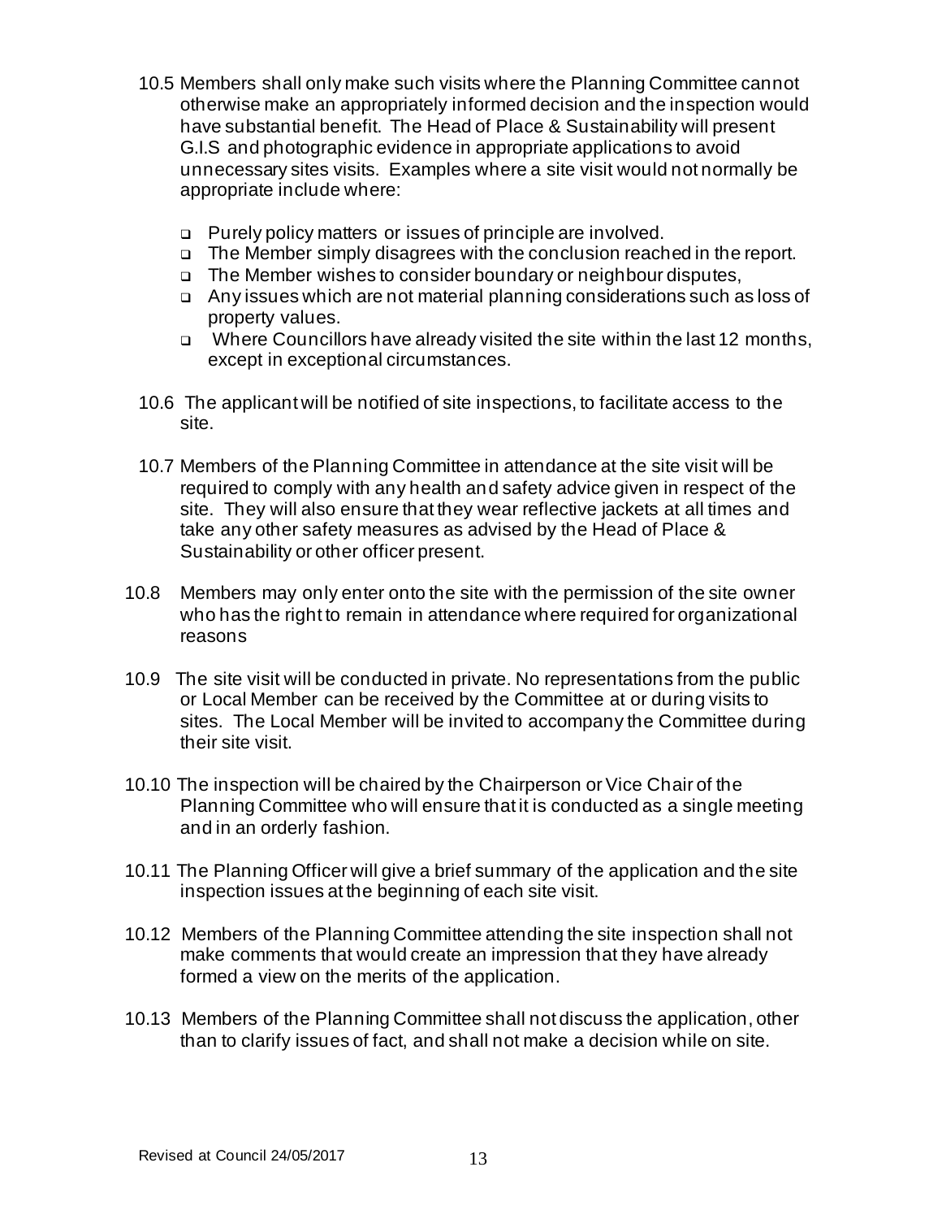10.5 Members shall only make such visits where the Planning Committee cannot otherwise make an appropriately informed decision and the inspection would have substantial benefit. The Head of Place & Sustainability will present G.I.S and photographic evidence in appropriate applications to avoid unnecessary sites visits. Examples where a site visit would not normally be appropriate include where:

- Purely policy matters or issues of principle are involved.
- The Member simply disagrees with the conclusion reached in the report.
- The Member wishes to consider boundary or neighbour disputes,
- Any issues which are not material planning considerations such as loss of property values.
- Where Councillors have already visited the site within the last 12 months, except in exceptional circumstances.

10.6 The applicant will be notified of site inspections, to facilitate access to the site.

10.7 Members of the Planning Committee in attendance at the site visit will be required to comply with any health and safety advice given in respect of the site. They will also ensure that they wear reflective jackets at all times and take any other safety measures as advised by the Head of Place & Sustainability or other officer present.

10.8 Members may only enter onto the site with the permission of the site owner who has the right to remain in attendance where required for organizational reasons

10.9 The site visit will be conducted in private. No representations from the public or Local Member can be received by the Committee at or during visits to sites. The Local Member will be invited to accompany the Committee during their site visit.

10.10 The inspection will be chaired by the Chairperson or Vice Chair of the Planning Committee who will ensure that it is conducted as a single meeting and in an orderly fashion.

10.11 The Planning Officer will give a brief summary of the application and the site inspection issues at the beginning of each site visit.

10.12 Members of the Planning Committee attending the site inspection shall not make comments that would create an impression that they have already formed a view on the merits of the application.

10.13 Members of the Planning Committee shall not discuss the application, other than to clarify issues of fact, and shall not make a decision while on site.

Revised at Council 24/05/2017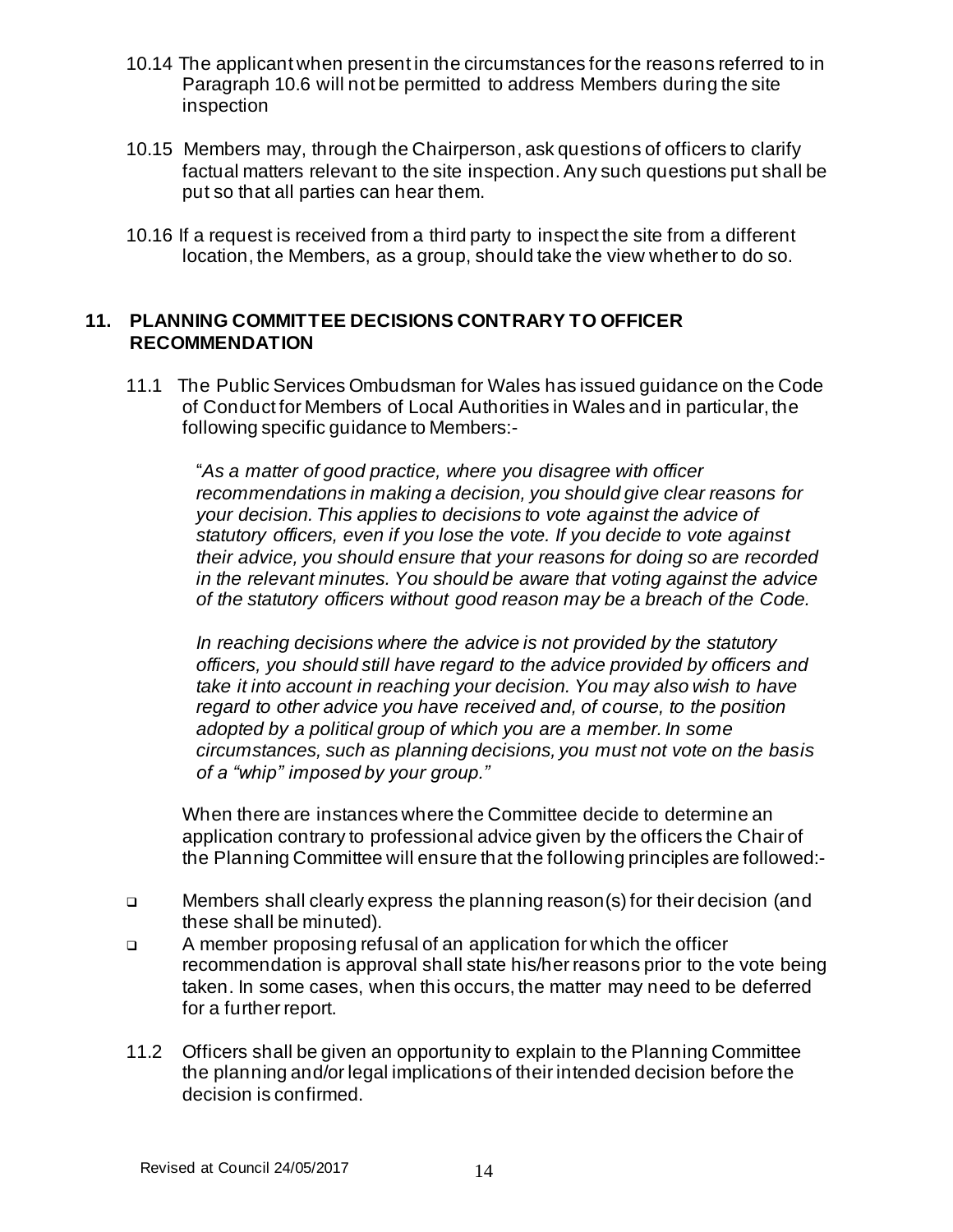10.14 The applicant when present in the circumstances for the reasons referred to in Paragraph 10.6 will not be permitted to address Members during the site inspection

10.15 Members may, through the Chairperson, ask questions of officers to clarify factual matters relevant to the site inspection. Any such questions put shall be put so that all parties can hear them.

10.16 If a request is received from a third party to inspect the site from a different location, the Members, as a group, should take the view whether to do so.

## 11. PLANNING COMMITTEE DECISIONS CONTRARY TO OFFICER RECOMMENDATION

11.1 The Public Services Ombudsman for Wales has issued guidance on the Code of Conduct for Members of Local Authorities in Wales and in particular, the following specific guidance to Members:-

> "*As a matter of good practice, where you disagree with officer recommendations in making a decision, you should give clear reasons for your decision. This applies to decisions to vote against the advice of statutory officers, even if you lose the vote. If you decide to vote against their advice, you should ensure that your reasons for doing so are recorded in the relevant minutes. You should be aware that voting against the advice of the statutory officers without good reason may be a breach of the Code.*
>
> *In reaching decisions where the advice is not provided by the statutory officers, you should still have regard to the advice provided by officers and take it into account in reaching your decision. You may also wish to have regard to other advice you have received and, of course, to the position adopted by a political group of which you are a member. In some circumstances, such as planning decisions, you must not vote on the basis of a "whip" imposed by your group."*

When there are instances where the Committee decide to determine an application contrary to professional advice given by the officers the Chair of the Planning Committee will ensure that the following principles are followed:-

- Members shall clearly express the planning reason(s) for their decision (and these shall be minuted).
- A member proposing refusal of an application for which the officer recommendation is approval shall state his/her reasons prior to the vote being taken. In some cases, when this occurs, the matter may need to be deferred for a further report.

11.2 Officers shall be given an opportunity to explain to the Planning Committee the planning and/or legal implications of their intended decision before the decision is confirmed.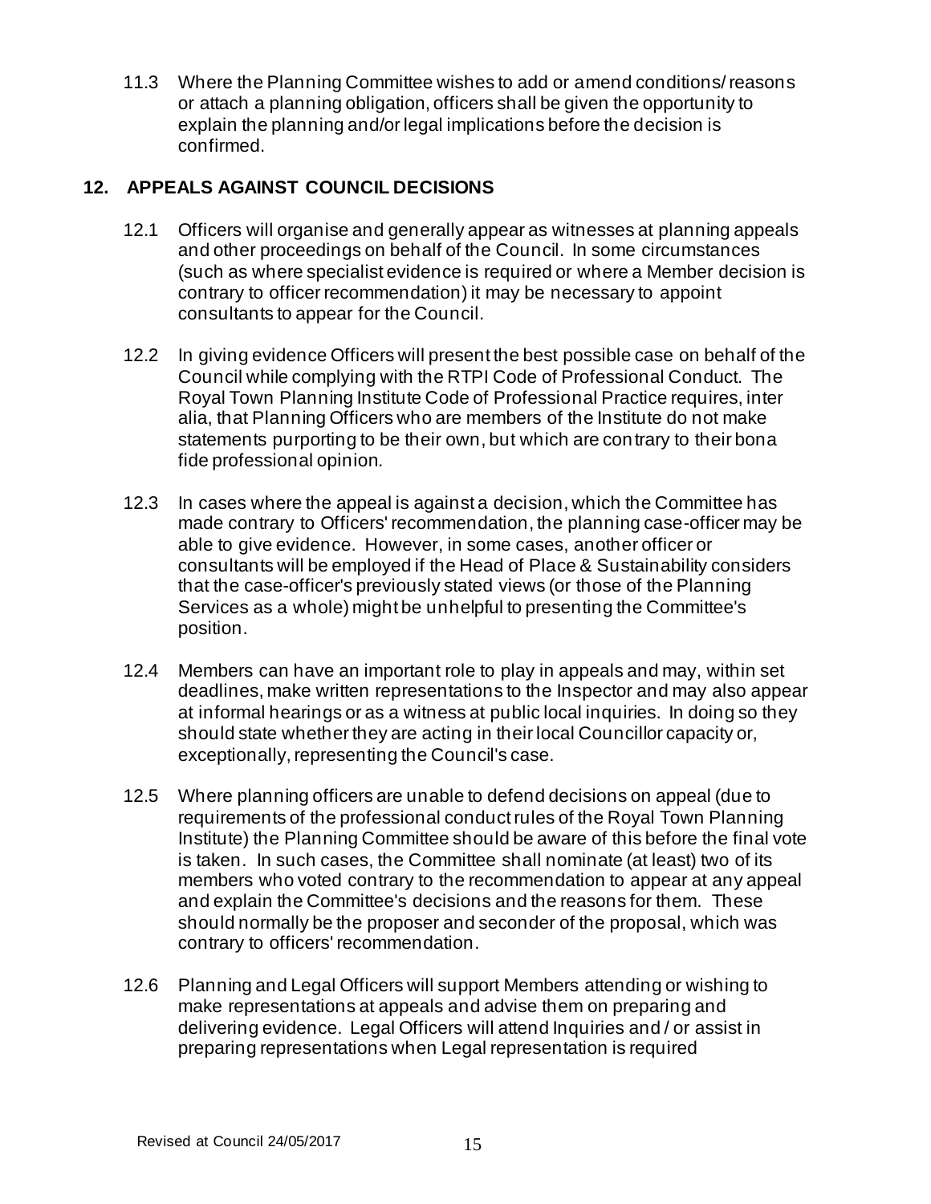11.3 Where the Planning Committee wishes to add or amend conditions/reasons or attach a planning obligation, officers shall be given the opportunity to explain the planning and/or legal implications before the decision is confirmed.

## 12. APPEALS AGAINST COUNCIL DECISIONS

12.1 Officers will organise and generally appear as witnesses at planning appeals and other proceedings on behalf of the Council. In some circumstances (such as where specialist evidence is required or where a Member decision is contrary to officer recommendation) it may be necessary to appoint consultants to appear for the Council.

12.2 In giving evidence Officers will present the best possible case on behalf of the Council while complying with the RTPI Code of Professional Conduct. The Royal Town Planning Institute Code of Professional Practice requires, inter alia, that Planning Officers who are members of the Institute do not make statements purporting to be their own, but which are contrary to their bona fide professional opinion.

12.3 In cases where the appeal is against a decision, which the Committee has made contrary to Officers' recommendation, the planning case-officer may be able to give evidence. However, in some cases, another officer or consultants will be employed if the Head of Place & Sustainability considers that the case-officer's previously stated views (or those of the Planning Services as a whole) might be unhelpful to presenting the Committee's position.

12.4 Members can have an important role to play in appeals and may, within set deadlines, make written representations to the Inspector and may also appear at informal hearings or as a witness at public local inquiries. In doing so they should state whether they are acting in their local Councillor capacity or, exceptionally, representing the Council's case.

12.5 Where planning officers are unable to defend decisions on appeal (due to requirements of the professional conduct rules of the Royal Town Planning Institute) the Planning Committee should be aware of this before the final vote is taken. In such cases, the Committee shall nominate (at least) two of its members who voted contrary to the recommendation to appear at any appeal and explain the Committee's decisions and the reasons for them. These should normally be the proposer and seconder of the proposal, which was contrary to officers' recommendation.

12.6 Planning and Legal Officers will support Members attending or wishing to make representations at appeals and advise them on preparing and delivering evidence. Legal Officers will attend Inquiries and / or assist in preparing representations when Legal representation is required

Revised at Council 24/05/2017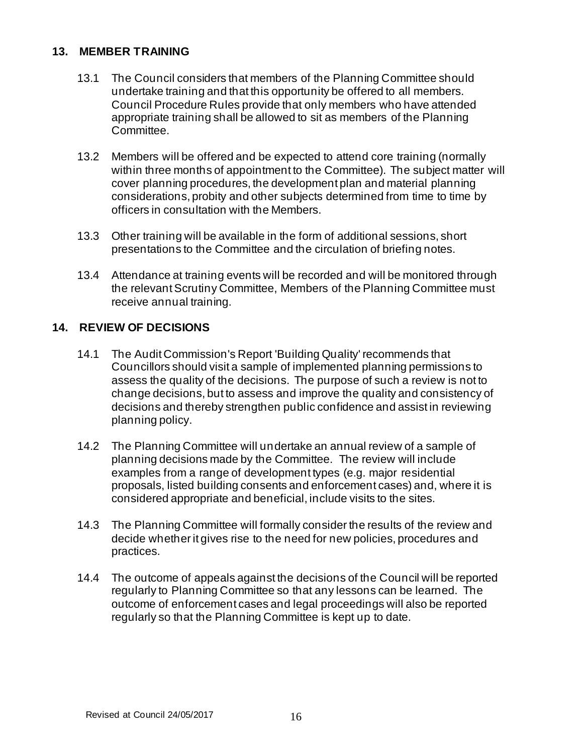## 13. MEMBER TRAINING

13.1 The Council considers that members of the Planning Committee should undertake training and that this opportunity be offered to all members. Council Procedure Rules provide that only members who have attended appropriate training shall be allowed to sit as members of the Planning Committee.

13.2 Members will be offered and be expected to attend core training (normally within three months of appointment to the Committee). The subject matter will cover planning procedures, the development plan and material planning considerations, probity and other subjects determined from time to time by officers in consultation with the Members.

13.3 Other training will be available in the form of additional sessions, short presentations to the Committee and the circulation of briefing notes.

13.4 Attendance at training events will be recorded and will be monitored through the relevant Scrutiny Committee, Members of the Planning Committee must receive annual training.

## 14. REVIEW OF DECISIONS

14.1 The Audit Commission's Report 'Building Quality' recommends that Councillors should visit a sample of implemented planning permissions to assess the quality of the decisions. The purpose of such a review is not to change decisions, but to assess and improve the quality and consistency of decisions and thereby strengthen public confidence and assist in reviewing planning policy.

14.2 The Planning Committee will undertake an annual review of a sample of planning decisions made by the Committee. The review will include examples from a range of development types (e.g. major residential proposals, listed building consents and enforcement cases) and, where it is considered appropriate and beneficial, include visits to the sites.

14.3 The Planning Committee will formally consider the results of the review and decide whether it gives rise to the need for new policies, procedures and practices.

14.4 The outcome of appeals against the decisions of the Council will be reported regularly to Planning Committee so that any lessons can be learned. The outcome of enforcement cases and legal proceedings will also be reported regularly so that the Planning Committee is kept up to date.

Revised at Council 24/05/2017